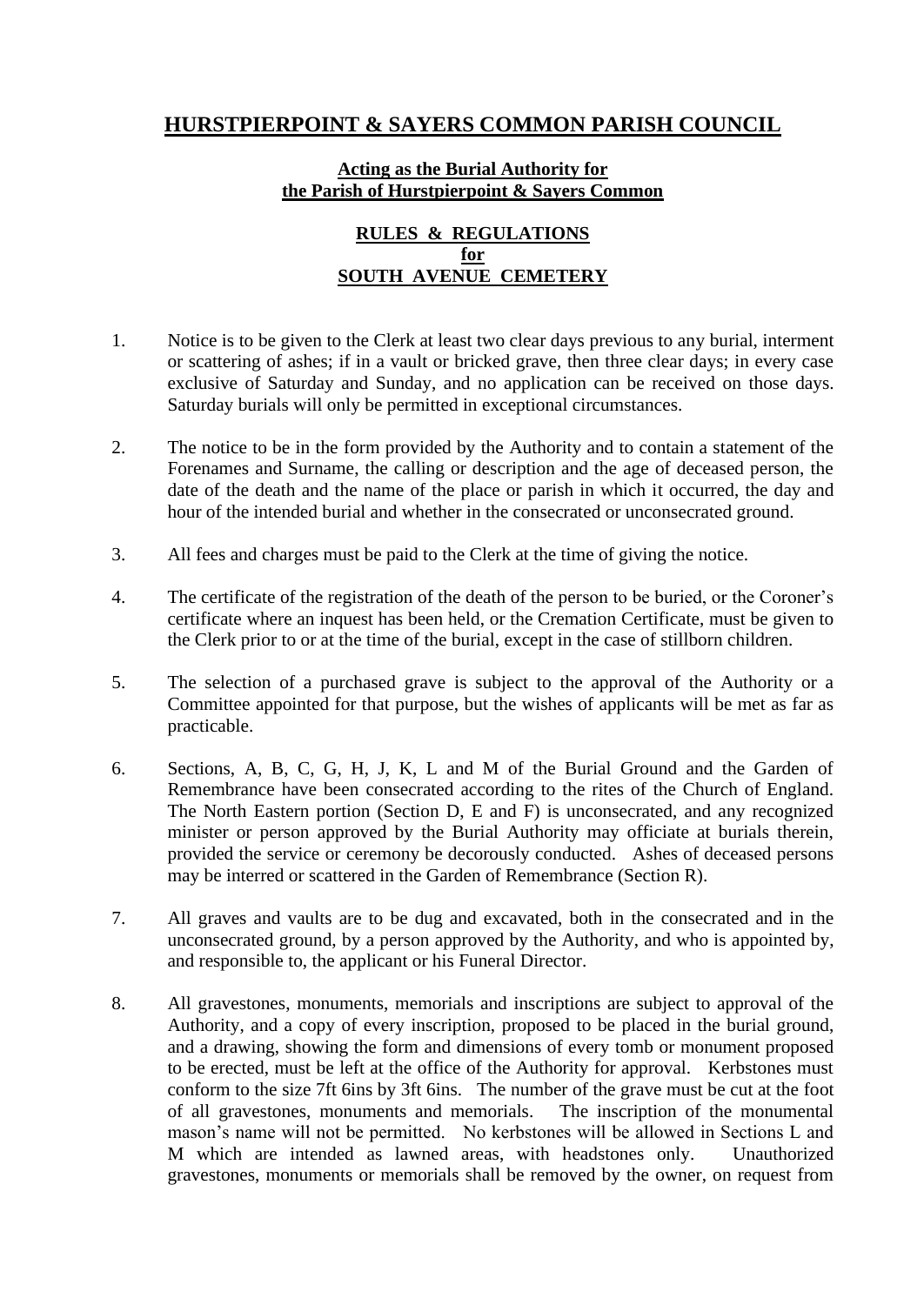# HURSTPIERPOINT & SAYERS COMMON PARISH COUNCIL

## Acting as the Burial Authority for the Parish of Hurstpierpoint & Sayers Common

## RULES & REGULATIONS for SOUTH AVENUE CEMETERY

1. Notice is to be given to the Clerk at least two clear days previous to any burial, interment or scattering of ashes; if in a vault or bricked grave, then three clear days; in every case exclusive of Saturday and Sunday, and no application can be received on those days. Saturday burials will only be permitted in exceptional circumstances.

2. The notice to be in the form provided by the Authority and to contain a statement of the Forenames and Surname, the calling or description and the age of deceased person, the date of the death and the name of the place or parish in which it occurred, the day and hour of the intended burial and whether in the consecrated or unconsecrated ground.

3. All fees and charges must be paid to the Clerk at the time of giving the notice.

4. The certificate of the registration of the death of the person to be buried, or the Coroner's certificate where an inquest has been held, or the Cremation Certificate, must be given to the Clerk prior to or at the time of the burial, except in the case of stillborn children.

5. The selection of a purchased grave is subject to the approval of the Authority or a Committee appointed for that purpose, but the wishes of applicants will be met as far as practicable.

6. Sections, A, B, C, G, H, J, K, L and M of the Burial Ground and the Garden of Remembrance have been consecrated according to the rites of the Church of England. The North Eastern portion (Section D, E and F) is unconsecrated, and any recognized minister or person approved by the Burial Authority may officiate at burials therein, provided the service or ceremony be decorously conducted. Ashes of deceased persons may be interred or scattered in the Garden of Remembrance (Section R).

7. All graves and vaults are to be dug and excavated, both in the consecrated and in the unconsecrated ground, by a person approved by the Authority, and who is appointed by, and responsible to, the applicant or his Funeral Director.

8. All gravestones, monuments, memorials and inscriptions are subject to approval of the Authority, and a copy of every inscription, proposed to be placed in the burial ground, and a drawing, showing the form and dimensions of every tomb or monument proposed to be erected, must be left at the office of the Authority for approval. Kerbstones must conform to the size 7ft 6ins by 3ft 6ins. The number of the grave must be cut at the foot of all gravestones, monuments and memorials. The inscription of the monumental mason's name will not be permitted. No kerbstones will be allowed in Sections L and M which are intended as lawned areas, with headstones only. Unauthorized gravestones, monuments or memorials shall be removed by the owner, on request from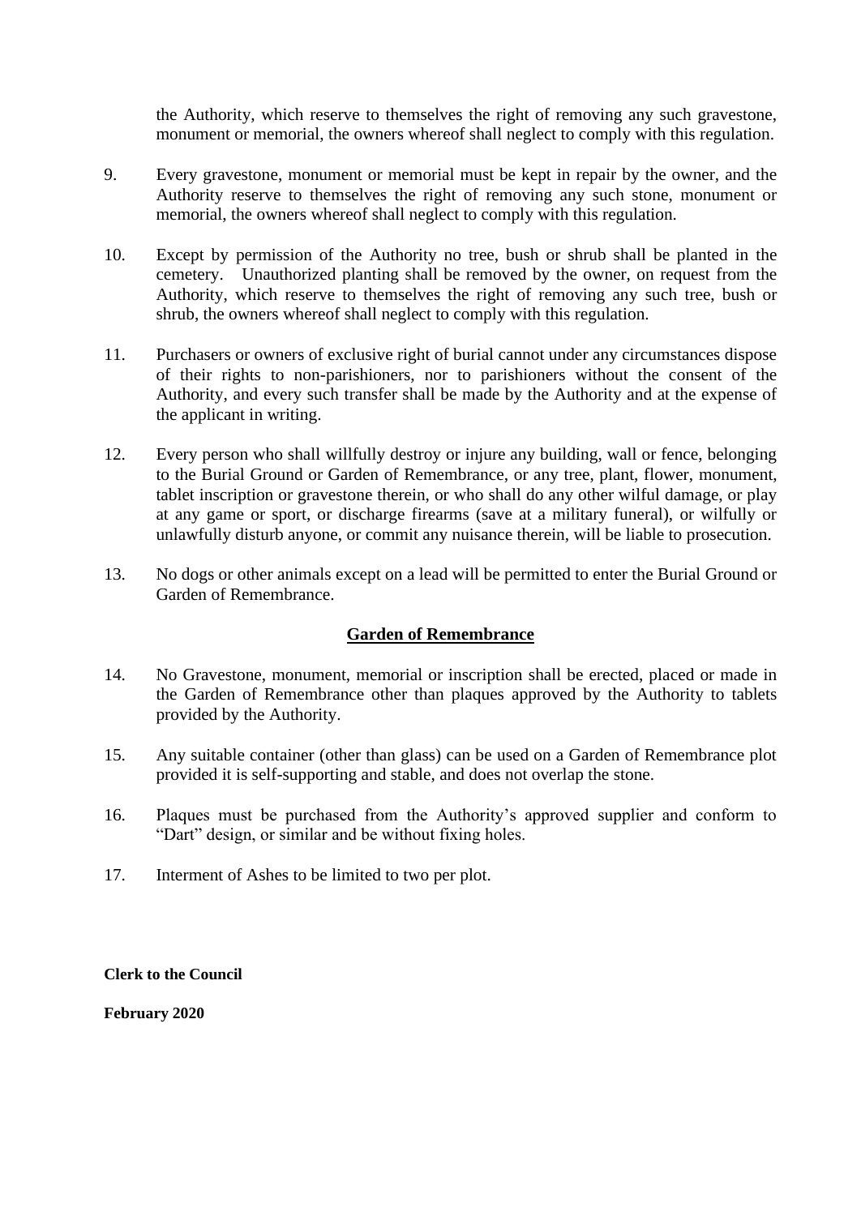the Authority, which reserve to themselves the right of removing any such gravestone, monument or memorial, the owners whereof shall neglect to comply with this regulation.

9. Every gravestone, monument or memorial must be kept in repair by the owner, and the Authority reserve to themselves the right of removing any such stone, monument or memorial, the owners whereof shall neglect to comply with this regulation.

10. Except by permission of the Authority no tree, bush or shrub shall be planted in the cemetery. Unauthorized planting shall be removed by the owner, on request from the Authority, which reserve to themselves the right of removing any such tree, bush or shrub, the owners whereof shall neglect to comply with this regulation.

11. Purchasers or owners of exclusive right of burial cannot under any circumstances dispose of their rights to non-parishioners, nor to parishioners without the consent of the Authority, and every such transfer shall be made by the Authority and at the expense of the applicant in writing.

12. Every person who shall willfully destroy or injure any building, wall or fence, belonging to the Burial Ground or Garden of Remembrance, or any tree, plant, flower, monument, tablet inscription or gravestone therein, or who shall do any other wilful damage, or play at any game or sport, or discharge firearms (save at a military funeral), or wilfully or unlawfully disturb anyone, or commit any nuisance therein, will be liable to prosecution.

13. No dogs or other animals except on a lead will be permitted to enter the Burial Ground or Garden of Remembrance.

## Garden of Remembrance

14. No Gravestone, monument, memorial or inscription shall be erected, placed or made in the Garden of Remembrance other than plaques approved by the Authority to tablets provided by the Authority.

15. Any suitable container (other than glass) can be used on a Garden of Remembrance plot provided it is self-supporting and stable, and does not overlap the stone.

16. Plaques must be purchased from the Authority's approved supplier and conform to "Dart" design, or similar and be without fixing holes.

17. Interment of Ashes to be limited to two per plot.

**Clerk to the Council**

**February 2020**